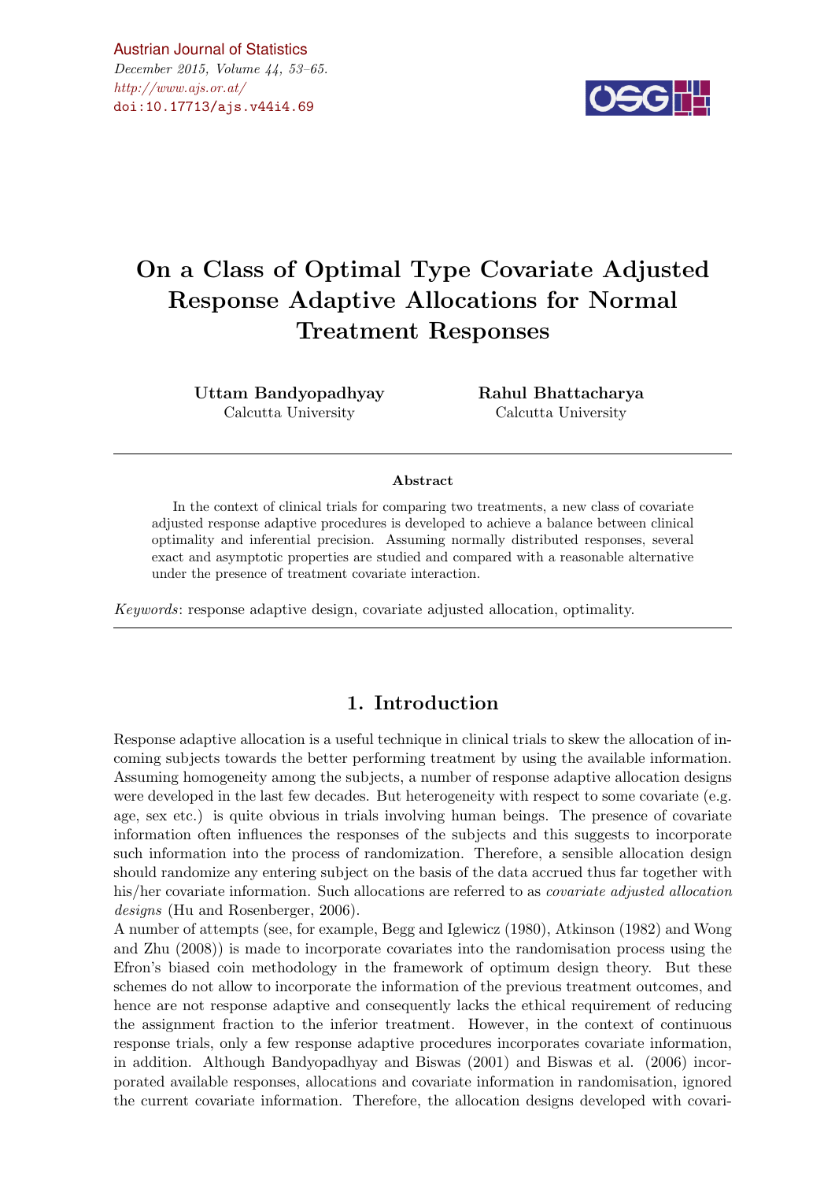# On a Class of Optimal Type Covariate Adjusted Response Adaptive Allocations for Normal Treatment Responses

**Uttam Bandyopadhyay**
Calcutta University

**Rahul Bhattacharya**
Calcutta University

---

### Abstract

In the context of clinical trials for comparing two treatments, a new class of covariate adjusted response adaptive procedures is developed to achieve a balance between clinical optimality and inferential precision. Assuming normally distributed responses, several exact and asymptotic properties are studied and compared with a reasonable alternative under the presence of treatment covariate interaction.

*Keywords*: response adaptive design, covariate adjusted allocation, optimality.

---

## 1. Introduction

Response adaptive allocation is a useful technique in clinical trials to skew the allocation of incoming subjects towards the better performing treatment by using the available information. Assuming homogeneity among the subjects, a number of response adaptive allocation designs were developed in the last few decades. But heterogeneity with respect to some covariate (e.g. age, sex etc.) is quite obvious in trials involving human beings. The presence of covariate information often influences the responses of the subjects and this suggests to incorporate such information into the process of randomization. Therefore, a sensible allocation design should randomize any entering subject on the basis of the data accrued thus far together with his/her covariate information. Such allocations are referred to as *covariate adjusted allocation designs* (Hu and Rosenberger, 2006).

A number of attempts (see, for example, Begg and Iglewicz (1980), Atkinson (1982) and Wong and Zhu (2008)) is made to incorporate covariates into the randomisation process using the Efron's biased coin methodology in the framework of optimum design theory. But these schemes do not allow to incorporate the information of the previous treatment outcomes, and hence are not response adaptive and consequently lacks the ethical requirement of reducing the assignment fraction to the inferior treatment. However, in the context of continuous response trials, only a few response adaptive procedures incorporates covariate information, in addition. Although Bandyopadhyay and Biswas (2001) and Biswas et al. (2006) incorporated available responses, allocations and covariate information in randomisation, ignored the current covariate information. Therefore, the allocation designs developed with covari-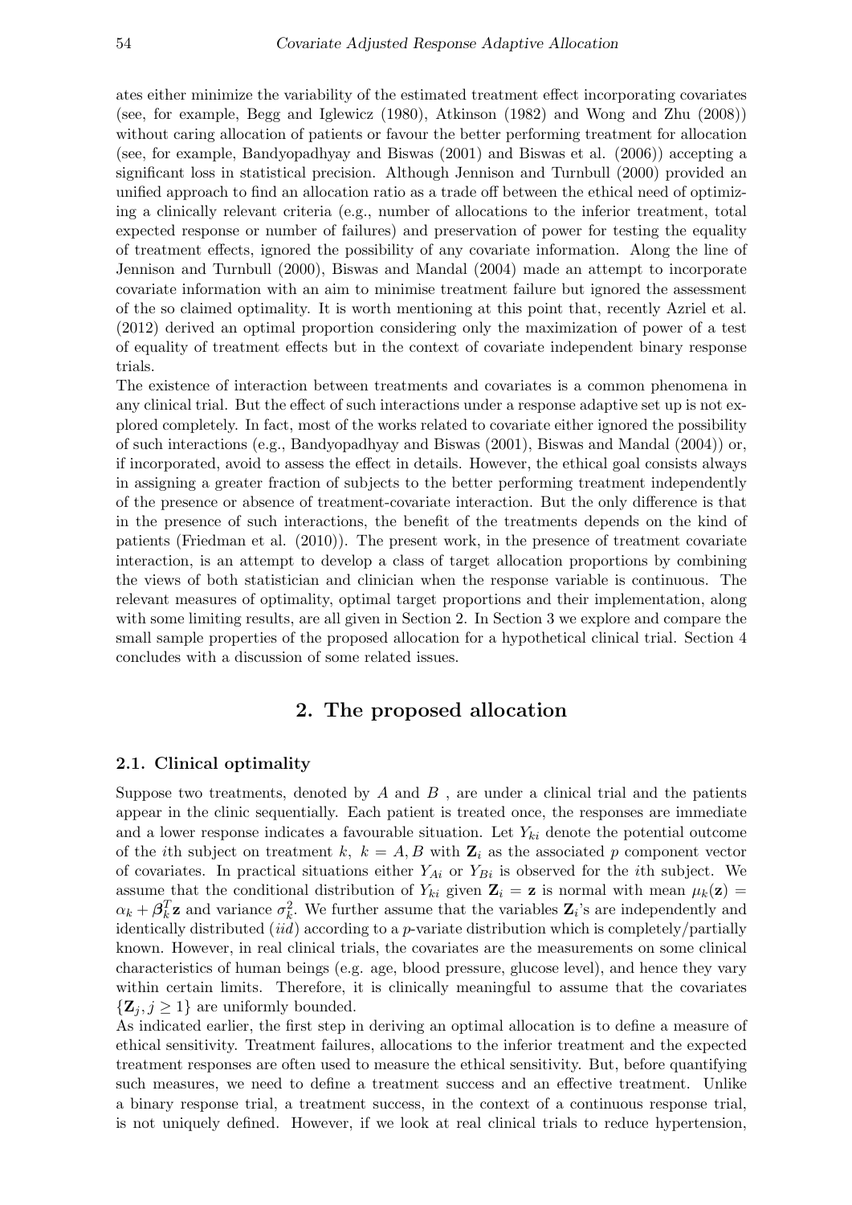ates either minimize the variability of the estimated treatment effect incorporating covariates (see, for example, Begg and Iglewicz (1980), Atkinson (1982) and Wong and Zhu (2008)) without caring allocation of patients or favour the better performing treatment for allocation (see, for example, Bandyopadhyay and Biswas (2001) and Biswas et al. (2006)) accepting a significant loss in statistical precision. Although Jennison and Turnbull (2000) provided an unified approach to find an allocation ratio as a trade off between the ethical need of optimizing a clinically relevant criteria (e.g., number of allocations to the inferior treatment, total expected response or number of failures) and preservation of power for testing the equality of treatment effects, ignored the possibility of any covariate information. Along the line of Jennison and Turnbull (2000), Biswas and Mandal (2004) made an attempt to incorporate covariate information with an aim to minimise treatment failure but ignored the assessment of the so claimed optimality. It is worth mentioning at this point that, recently Azriel et al. (2012) derived an optimal proportion considering only the maximization of power of a test of equality of treatment effects but in the context of covariate independent binary response trials.

The existence of interaction between treatments and covariates is a common phenomena in any clinical trial. But the effect of such interactions under a response adaptive set up is not explored completely. In fact, most of the works related to covariate either ignored the possibility of such interactions (e.g., Bandyopadhyay and Biswas (2001), Biswas and Mandal (2004)) or, if incorporated, avoid to assess the effect in details. However, the ethical goal consists always in assigning a greater fraction of subjects to the better performing treatment independently of the presence or absence of treatment-covariate interaction. But the only difference is that in the presence of such interactions, the benefit of the treatments depends on the kind of patients (Friedman et al. (2010)). The present work, in the presence of treatment covariate interaction, is an attempt to develop a class of target allocation proportions by combining the views of both statistician and clinician when the response variable is continuous. The relevant measures of optimality, optimal target proportions and their implementation, along with some limiting results, are all given in Section 2. In Section 3 we explore and compare the small sample properties of the proposed allocation for a hypothetical clinical trial. Section 4 concludes with a discussion of some related issues.

## 2. The proposed allocation

### 2.1. Clinical optimality

Suppose two treatments, denoted by $A$ and $B$ , are under a clinical trial and the patients appear in the clinic sequentially. Each patient is treated once, the responses are immediate and a lower response indicates a favourable situation. Let $Y_{ki}$ denote the potential outcome of the $i$th subject on treatment $k$, $k = A, B$ with $\mathbf{Z}_i$ as the associated $p$ component vector of covariates. In practical situations either $Y_{Ai}$ or $Y_{Bi}$ is observed for the $i$th subject. We assume that the conditional distribution of $Y_{ki}$ given $\mathbf{Z}_i = \mathbf{z}$ is normal with mean $\mu_k(\mathbf{z}) = \alpha_k + \boldsymbol{\beta}_k^T \mathbf{z}$ and variance $\sigma_k^2$. We further assume that the variables $\mathbf{Z}_i$'s are independently and identically distributed ($iid$) according to a $p$-variate distribution which is completely/partially known. However, in real clinical trials, the covariates are the measurements on some clinical characteristics of human beings (e.g. age, blood pressure, glucose level), and hence they vary within certain limits. Therefore, it is clinically meaningful to assume that the covariates $\{\mathbf{Z}_j, j \geq 1\}$ are uniformly bounded.

As indicated earlier, the first step in deriving an optimal allocation is to define a measure of ethical sensitivity. Treatment failures, allocations to the inferior treatment and the expected treatment responses are often used to measure the ethical sensitivity. But, before quantifying such measures, we need to define a treatment success and an effective treatment. Unlike a binary response trial, a treatment success, in the context of a continuous response trial, is not uniquely defined. However, if we look at real clinical trials to reduce hypertension,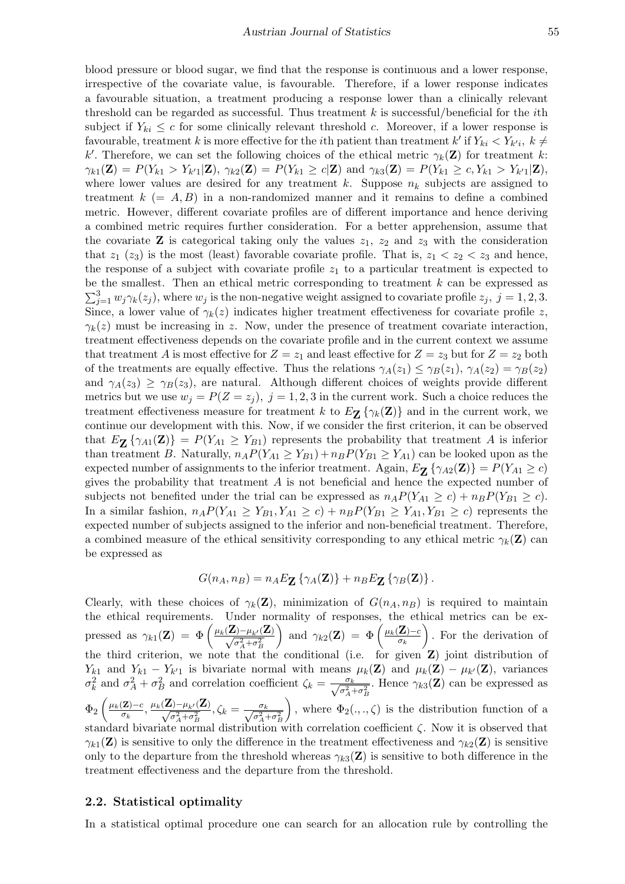blood pressure or blood sugar, we find that the response is continuous and a lower response, irrespective of the covariate value, is favourable. Therefore, if a lower response indicates a favourable situation, a treatment producing a response lower than a clinically relevant threshold can be regarded as successful. Thus treatment $k$ is successful/beneficial for the $i$th subject if $Y_{ki} \leq c$ for some clinically relevant threshold $c$. Moreover, if a lower response is favourable, treatment $k$ is more effective for the $i$th patient than treatment $k'$ if $Y_{ki} < Y_{k'i},\ k \neq k'$. Therefore, we can set the following choices of the ethical metric $\gamma_k(\mathbf{Z})$ for treatment $k$: $\gamma_{k1}(\mathbf{Z}) = P(Y_{k1} > Y_{k'1}|\mathbf{Z})$, $\gamma_{k2}(\mathbf{Z}) = P(Y_{k1} \geq c|\mathbf{Z})$ and $\gamma_{k3}(\mathbf{Z}) = P(Y_{k1} \geq c, Y_{k1} > Y_{k'1}|\mathbf{Z})$, where lower values are desired for any treatment $k$. Suppose $n_k$ subjects are assigned to treatment $k\ (= A, B)$ in a non-randomized manner and it remains to define a combined metric. However, different covariate profiles are of different importance and hence deriving a combined metric requires further consideration. For a better apprehension, assume that the covariate $\mathbf{Z}$ is categorical taking only the values $z_1$, $z_2$ and $z_3$ with the consideration that $z_1$ ($z_3$) is the most (least) favorable covariate profile. That is, $z_1 < z_2 < z_3$ and hence, the response of a subject with covariate profile $z_1$ to a particular treatment is expected to be the smallest. Then an ethical metric corresponding to treatment $k$ can be expressed as $\sum_{j=1}^{3} w_j \gamma_k(z_j)$, where $w_j$ is the non-negative weight assigned to covariate profile $z_j,\ j = 1, 2, 3$. Since, a lower value of $\gamma_k(z)$ indicates higher treatment effectiveness for covariate profile $z$, $\gamma_k(z)$ must be increasing in $z$. Now, under the presence of treatment covariate interaction, treatment effectiveness depends on the covariate profile and in the current context we assume that treatment $A$ is most effective for $Z = z_1$ and least effective for $Z = z_3$ but for $Z = z_2$ both of the treatments are equally effective. Thus the relations $\gamma_A(z_1) \leq \gamma_B(z_1)$, $\gamma_A(z_2) = \gamma_B(z_2)$ and $\gamma_A(z_3) \geq \gamma_B(z_3)$, are natural. Although different choices of weights provide different metrics but we use $w_j = P(Z = z_j),\ j = 1, 2, 3$ in the current work. Such a choice reduces the treatment effectiveness measure for treatment $k$ to $E_{\mathbf{Z}}\{\gamma_k(\mathbf{Z})\}$ and in the current work, we continue our development with this. Now, if we consider the first criterion, it can be observed that $E_{\mathbf{Z}}\{\gamma_{A1}(\mathbf{Z})\} = P(Y_{A1} \geq Y_{B1})$ represents the probability that treatment $A$ is inferior than treatment $B$. Naturally, $n_A P(Y_{A1} \geq Y_{B1}) + n_B P(Y_{B1} \geq Y_{A1})$ can be looked upon as the expected number of assignments to the inferior treatment. Again, $E_{\mathbf{Z}}\{\gamma_{A2}(\mathbf{Z})\} = P(Y_{A1} \geq c)$ gives the probability that treatment $A$ is not beneficial and hence the expected number of subjects not benefited under the trial can be expressed as $n_A P(Y_{A1} \geq c) + n_B P(Y_{B1} \geq c)$. In a similar fashion, $n_A P(Y_{A1} \geq Y_{B1}, Y_{A1} \geq c) + n_B P(Y_{B1} \geq Y_{A1}, Y_{B1} \geq c)$ represents the expected number of subjects assigned to the inferior and non-beneficial treatment. Therefore, a combined measure of the ethical sensitivity corresponding to any ethical metric $\gamma_k(\mathbf{Z})$ can be expressed as

$$G(n_A, n_B) = n_A E_{\mathbf{Z}}\{\gamma_A(\mathbf{Z})\} + n_B E_{\mathbf{Z}}\{\gamma_B(\mathbf{Z})\}.$$

Clearly, with these choices of $\gamma_k(\mathbf{Z})$, minimization of $G(n_A, n_B)$ is required to maintain the ethical requirements. Under normality of responses, the ethical metrics can be expressed as $\gamma_{k1}(\mathbf{Z}) = \Phi\left(\frac{\mu_k(\mathbf{Z}) - \mu_{k'}(\mathbf{Z})}{\sqrt{\sigma_A^2 + \sigma_B^2}}\right)$ and $\gamma_{k2}(\mathbf{Z}) = \Phi\left(\frac{\mu_k(\mathbf{Z}) - c}{\sigma_k}\right)$. For the derivation of the third criterion, we note that the conditional (i.e. for given $\mathbf{Z}$) joint distribution of $Y_{k1}$ and $Y_{k1} - Y_{k'1}$ is bivariate normal with means $\mu_k(\mathbf{Z})$ and $\mu_k(\mathbf{Z}) - \mu_{k'}(\mathbf{Z})$, variances $\sigma_k^2$ and $\sigma_A^2 + \sigma_B^2$ and correlation coefficient $\zeta_k = \frac{\sigma_k}{\sqrt{\sigma_A^2 + \sigma_B^2}}$. Hence $\gamma_{k3}(\mathbf{Z})$ can be expressed as $\Phi_2\left(\frac{\mu_k(\mathbf{Z}) - c}{\sigma_k}, \frac{\mu_k(\mathbf{Z}) - \mu_{k'}(\mathbf{Z})}{\sqrt{\sigma_A^2 + \sigma_B^2}}, \zeta_k = \frac{\sigma_k}{\sqrt{\sigma_A^2 + \sigma_B^2}}\right)$, where $\Phi_2(.,.,\zeta)$ is the distribution function of a standard bivariate normal distribution with correlation coefficient $\zeta$. Now it is observed that $\gamma_{k1}(\mathbf{Z})$ is sensitive to only the difference in the treatment effectiveness and $\gamma_{k2}(\mathbf{Z})$ is sensitive only to the departure from the threshold whereas $\gamma_{k3}(\mathbf{Z})$ is sensitive to both difference in the treatment effectiveness and the departure from the threshold.

### 2.2. Statistical optimality

In a statistical optimal procedure one can search for an allocation rule by controlling the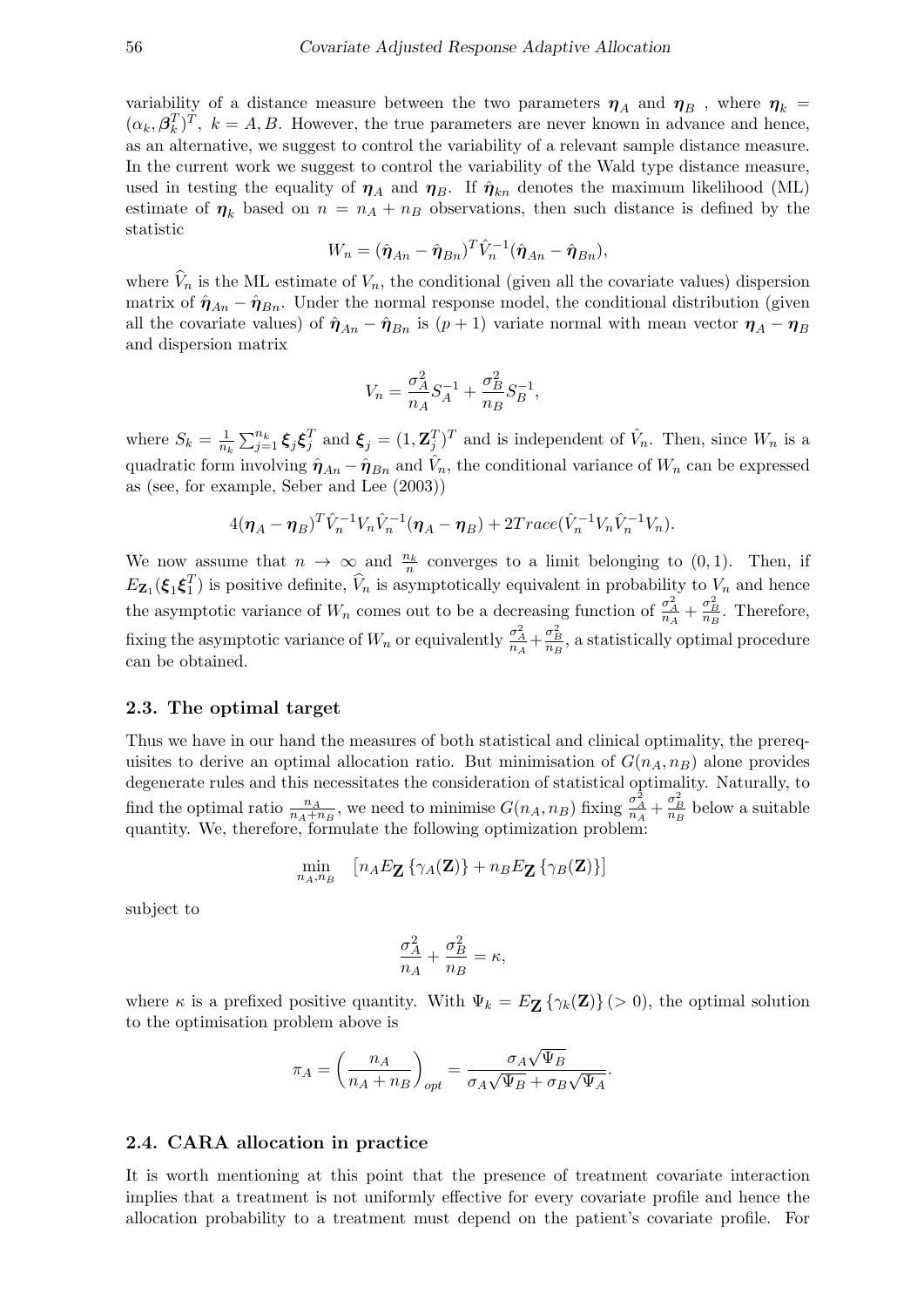variability of a distance measure between the two parameters $\boldsymbol{\eta}_A$ and $\boldsymbol{\eta}_B$ , where $\boldsymbol{\eta}_k = (\alpha_k, \boldsymbol{\beta}_k^T)^T,\ k = A, B$. However, the true parameters are never known in advance and hence, as an alternative, we suggest to control the variability of a relevant sample distance measure. In the current work we suggest to control the variability of the Wald type distance measure, used in testing the equality of $\boldsymbol{\eta}_A$ and $\boldsymbol{\eta}_B$. If $\hat{\boldsymbol{\eta}}_{kn}$ denotes the maximum likelihood (ML) estimate of $\boldsymbol{\eta}_k$ based on $n = n_A + n_B$ observations, then such distance is defined by the statistic

$$W_n = (\hat{\boldsymbol{\eta}}_{An} - \hat{\boldsymbol{\eta}}_{Bn})^T \hat{V}_n^{-1} (\hat{\boldsymbol{\eta}}_{An} - \hat{\boldsymbol{\eta}}_{Bn}),$$

where $\widehat{V}_n$ is the ML estimate of $V_n$, the conditional (given all the covariate values) dispersion matrix of $\hat{\boldsymbol{\eta}}_{An} - \hat{\boldsymbol{\eta}}_{Bn}$. Under the normal response model, the conditional distribution (given all the covariate values) of $\hat{\boldsymbol{\eta}}_{An} - \hat{\boldsymbol{\eta}}_{Bn}$ is $(p+1)$ variate normal with mean vector $\boldsymbol{\eta}_A - \boldsymbol{\eta}_B$ and dispersion matrix

$$V_n = \frac{\sigma_A^2}{n_A} S_A^{-1} + \frac{\sigma_B^2}{n_B} S_B^{-1},$$

where $S_k = \frac{1}{n_k} \sum_{j=1}^{n_k} \boldsymbol{\xi}_j \boldsymbol{\xi}_j^T$ and $\boldsymbol{\xi}_j = (1, \mathbf{Z}_j^T)^T$ and is independent of $\hat{V}_n$. Then, since $W_n$ is a quadratic form involving $\hat{\boldsymbol{\eta}}_{An} - \hat{\boldsymbol{\eta}}_{Bn}$ and $\hat{V}_n$, the conditional variance of $W_n$ can be expressed as (see, for example, Seber and Lee (2003))

$$4(\boldsymbol{\eta}_A - \boldsymbol{\eta}_B)^T \hat{V}_n^{-1} V_n \hat{V}_n^{-1} (\boldsymbol{\eta}_A - \boldsymbol{\eta}_B) + 2Trace(\hat{V}_n^{-1} V_n \hat{V}_n^{-1} V_n).$$

We now assume that $n \to \infty$ and $\frac{n_k}{n}$ converges to a limit belonging to $(0, 1)$. Then, if $E_{\mathbf{Z}_1}(\boldsymbol{\xi}_1 \boldsymbol{\xi}_1^T)$ is positive definite, $\widehat{V}_n$ is asymptotically equivalent in probability to $V_n$ and hence the asymptotic variance of $W_n$ comes out to be a decreasing function of $\frac{\sigma_A^2}{n_A} + \frac{\sigma_B^2}{n_B}$. Therefore, fixing the asymptotic variance of $W_n$ or equivalently $\frac{\sigma_A^2}{n_A} + \frac{\sigma_B^2}{n_B}$, a statistically optimal procedure can be obtained.

### 2.3. The optimal target

Thus we have in our hand the measures of both statistical and clinical optimality, the prerequisites to derive an optimal allocation ratio. But minimisation of $G(n_A, n_B)$ alone provides degenerate rules and this necessitates the consideration of statistical optimality. Naturally, to find the optimal ratio $\frac{n_A}{n_A + n_B}$, we need to minimise $G(n_A, n_B)$ fixing $\frac{\sigma_A^2}{n_A} + \frac{\sigma_B^2}{n_B}$ below a suitable quantity. We, therefore, formulate the following optimization problem:

$$\min_{n_A, n_B} \quad \left[ n_A E_{\mathbf{Z}} \left\{ \gamma_A(\mathbf{Z}) \right\} + n_B E_{\mathbf{Z}} \left\{ \gamma_B(\mathbf{Z}) \right\} \right]$$

subject to

$$\frac{\sigma_A^2}{n_A} + \frac{\sigma_B^2}{n_B} = \kappa,$$

where $\kappa$ is a prefixed positive quantity. With $\Psi_k = E_{\mathbf{Z}} \left\{ \gamma_k(\mathbf{Z}) \right\} (> 0)$, the optimal solution to the optimisation problem above is

$$\pi_A = \left( \frac{n_A}{n_A + n_B} \right)_{opt} = \frac{\sigma_A \sqrt{\Psi_B}}{\sigma_A \sqrt{\Psi_B} + \sigma_B \sqrt{\Psi_A}}.$$

### 2.4. CARA allocation in practice

It is worth mentioning at this point that the presence of treatment covariate interaction implies that a treatment is not uniformly effective for every covariate profile and hence the allocation probability to a treatment must depend on the patient's covariate profile. For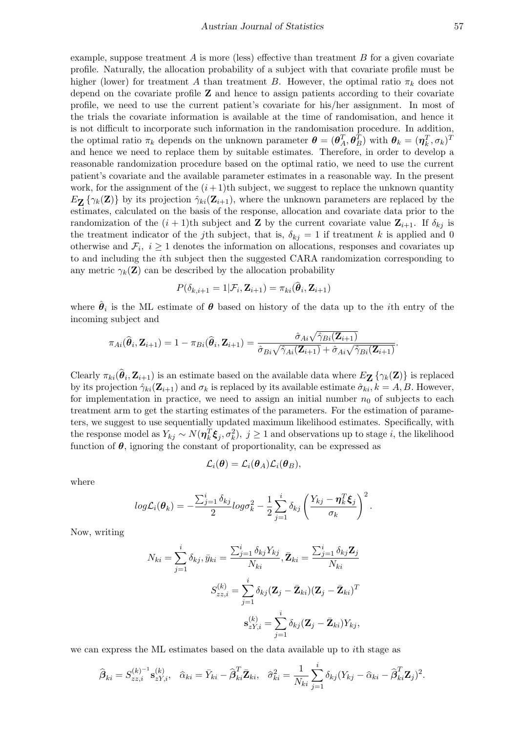example, suppose treatment $A$ is more (less) effective than treatment $B$ for a given covariate profile. Naturally, the allocation probability of a subject with that covariate profile must be higher (lower) for treatment $A$ than treatment $B$. However, the optimal ratio $\pi_k$ does not depend on the covariate profile $\mathbf{Z}$ and hence to assign patients according to their covariate profile, we need to use the current patient's covariate for his/her assignment. In most of the trials the covariate information is available at the time of randomisation, and hence it is not difficult to incorporate such information in the randomisation procedure. In addition, the optimal ratio $\pi_k$ depends on the unknown parameter $\boldsymbol{\theta} = (\boldsymbol{\theta}_A^T, \boldsymbol{\theta}_B^T)$ with $\boldsymbol{\theta}_k = (\boldsymbol{\eta}_k^T, \sigma_k)^T$ and hence we need to replace them by suitable estimates. Therefore, in order to develop a reasonable randomization procedure based on the optimal ratio, we need to use the current patient's covariate and the available parameter estimates in a reasonable way. In the present work, for the assignment of the $(i+1)$th subject, we suggest to replace the unknown quantity $E_{\mathbf{Z}}\left\{\gamma_k(\mathbf{Z})\right\}$ by its projection $\hat{\gamma}_{ki}(\mathbf{Z}_{i+1})$, where the unknown parameters are replaced by the estimates, calculated on the basis of the response, allocation and covariate data prior to the randomization of the $(i+1)$th subject and $\mathbf{Z}$ by the current covariate value $\mathbf{Z}_{i+1}$. If $\delta_{kj}$ is the treatment indicator of the $j$th subject, that is, $\delta_{kj} = 1$ if treatment $k$ is applied and 0 otherwise and $\mathcal{F}_i,\ i \geq 1$ denotes the information on allocations, responses and covariates up to and including the $i$th subject then the suggested CARA randomization corresponding to any metric $\gamma_k(\mathbf{Z})$ can be described by the allocation probability

$$P(\delta_{k,i+1} = 1 | \mathcal{F}_i, \mathbf{Z}_{i+1}) = \pi_{ki}(\widehat{\boldsymbol{\theta}}_i, \mathbf{Z}_{i+1})$$

where $\hat{\boldsymbol{\theta}}_i$ is the ML estimate of $\boldsymbol{\theta}$ based on history of the data up to the $i$th entry of the incoming subject and

$$\pi_{Ai}(\widehat{\boldsymbol{\theta}}_i, \mathbf{Z}_{i+1}) = 1 - \pi_{Bi}(\widehat{\boldsymbol{\theta}}_i, \mathbf{Z}_{i+1}) = \frac{\hat{\sigma}_{Ai}\sqrt{\hat{\gamma}_{Bi}(\mathbf{Z}_{i+1})}}{\hat{\sigma}_{Bi}\sqrt{\hat{\gamma}_{Ai}(\mathbf{Z}_{i+1})} + \hat{\sigma}_{Ai}\sqrt{\hat{\gamma}_{Bi}(\mathbf{Z}_{i+1})}}.$$

Clearly $\pi_{ki}(\widehat{\boldsymbol{\theta}}_i, \mathbf{Z}_{i+1})$ is an estimate based on the available data where $E_{\mathbf{Z}}\left\{\gamma_k(\mathbf{Z})\right\}$ is replaced by its projection $\hat{\gamma}_{ki}(\mathbf{Z}_{i+1})$ and $\sigma_k$ is replaced by its available estimate $\hat{\sigma}_{ki}, k = A, B$. However, for implementation in practice, we need to assign an initial number $n_0$ of subjects to each treatment arm to get the starting estimates of the parameters. For the estimation of parameters, we suggest to use sequentially updated maximum likelihood estimates. Specifically, with the response model as $Y_{kj} \sim N(\boldsymbol{\eta}_k^T \boldsymbol{\xi}_j, \sigma_k^2),\ j \geq 1$ and observations up to stage $i$, the likelihood function of $\boldsymbol{\theta}$, ignoring the constant of proportionality, can be expressed as

$$\mathcal{L}_i(\boldsymbol{\theta}) = \mathcal{L}_i(\boldsymbol{\theta}_A)\mathcal{L}_i(\boldsymbol{\theta}_B),$$

where

$$log\mathcal{L}_i(\boldsymbol{\theta}_k) = -\frac{\sum_{j=1}^{i}\delta_{kj}}{2}log\sigma_k^2 - \frac{1}{2}\sum_{j=1}^{i}\delta_{kj}\left(\frac{Y_{kj} - \boldsymbol{\eta}_k^T\boldsymbol{\xi}_j}{\sigma_k}\right)^2.$$

Now, writing

$$N_{ki} = \sum_{j=1}^{i}\delta_{kj}, \bar{y}_{ki} = \frac{\sum_{j=1}^{i}\delta_{kj}Y_{kj}}{N_{ki}}, \bar{\mathbf{Z}}_{ki} = \frac{\sum_{j=1}^{i}\delta_{kj}\mathbf{Z}_j}{N_{ki}}$$

$$S_{zz,i}^{(k)} = \sum_{j=1}^{i}\delta_{kj}(\mathbf{Z}_j - \bar{\mathbf{Z}}_{ki})(\mathbf{Z}_j - \bar{\mathbf{Z}}_{ki})^T$$

$$\mathbf{s}_{zY,i}^{(k)} = \sum_{j=1}^{i}\delta_{kj}(\mathbf{Z}_j - \bar{\mathbf{Z}}_{ki})Y_{kj},$$

we can express the ML estimates based on the data available up to $i$th stage as

$$\widehat{\boldsymbol{\beta}}_{ki} = S_{zz,i}^{(k)^{-1}}\mathbf{s}_{zY,i}^{(k)}, \quad \widehat{\alpha}_{ki} = \bar{Y}_{ki} - \widehat{\boldsymbol{\beta}}_{ki}^T\bar{\mathbf{Z}}_{ki}, \quad \widehat{\sigma}_{ki}^2 = \frac{1}{N_{ki}}\sum_{j=1}^{i}\delta_{kj}(Y_{kj} - \widehat{\alpha}_{ki} - \widehat{\boldsymbol{\beta}}_{ki}^T\mathbf{Z}_j)^2.$$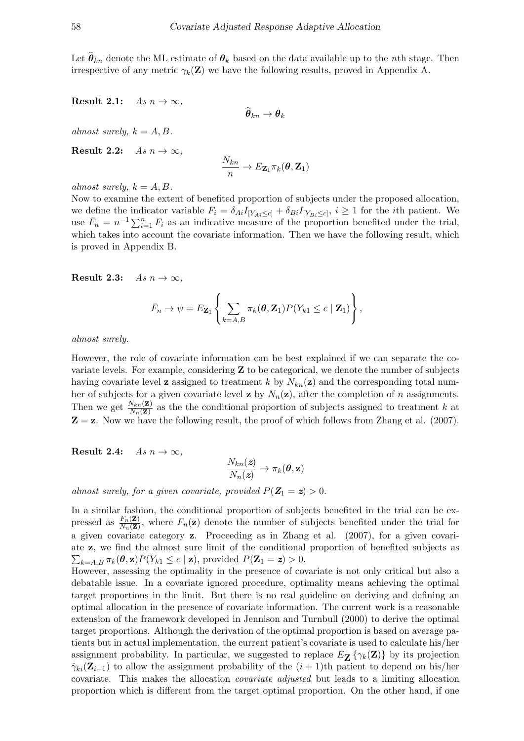Let $\widehat{\boldsymbol{\theta}}_{kn}$ denote the ML estimate of $\boldsymbol{\theta}_k$ based on the data available up to the $n$th stage. Then irrespective of any metric $\gamma_k(\mathbf{Z})$ we have the following results, proved in Appendix A.

**Result 2.1:** *As* $n \to \infty$,

$$\widehat{\boldsymbol{\theta}}_{kn} \to \boldsymbol{\theta}_k$$

*almost surely,* $k = A, B$.

**Result 2.2:** *As* $n \to \infty$,

$$\frac{N_{kn}}{n} \to E_{\mathbf{Z}_1} \pi_k(\boldsymbol{\theta}, \mathbf{Z}_1)$$

*almost surely,* $k = A, B$.

Now to examine the extent of benefited proportion of subjects under the proposed allocation, we define the indicator variable $F_i = \delta_{Ai} I_{[Y_{Ai} \leq c]} + \delta_{Bi} I_{[Y_{Bi} \leq c]}$, $i \geq 1$ for the $i$th patient. We use $\bar{F}_n = n^{-1} \sum_{i=1}^{n} F_i$ as an indicative measure of the proportion benefited under the trial, which takes into account the covariate information. Then we have the following result, which is proved in Appendix B.

**Result 2.3:** *As* $n \to \infty$,

$$\bar{F}_n \to \psi = E_{\mathbf{Z}_1} \left\{ \sum_{k=A,B} \pi_k(\boldsymbol{\theta}, \mathbf{Z}_1) P(Y_{k1} \leq c \mid \mathbf{Z}_1) \right\},$$

*almost surely.*

However, the role of covariate information can be best explained if we can separate the covariate levels. For example, considering $\mathbf{Z}$ to be categorical, we denote the number of subjects having covariate level $\mathbf{z}$ assigned to treatment $k$ by $N_{kn}(\mathbf{z})$ and the corresponding total number of subjects for a given covariate level $\mathbf{z}$ by $N_n(\mathbf{z})$, after the completion of $n$ assignments. Then we get $\frac{N_{kn}(\mathbf{Z})}{N_n(\mathbf{Z})}$ as the the conditional proportion of subjects assigned to treatment $k$ at $\mathbf{Z} = \mathbf{z}$. Now we have the following result, the proof of which follows from Zhang et al. (2007).

**Result 2.4:** *As* $n \to \infty$,

$$\frac{N_{kn}(\boldsymbol{z})}{N_n(\boldsymbol{z})} \to \pi_k(\boldsymbol{\theta}, \mathbf{z})$$

*almost surely, for a given covariate, provided* $P(\boldsymbol{Z}_1 = \boldsymbol{z}) > 0$.

In a similar fashion, the conditional proportion of subjects benefited in the trial can be expressed as $\frac{F_n(\mathbf{Z})}{N_n(\mathbf{Z})}$, where $F_n(\mathbf{z})$ denote the number of subjects benefited under the trial for a given covariate category $\mathbf{z}$. Proceeding as in Zhang et al. (2007), for a given covariate $\mathbf{z}$, we find the almost sure limit of the conditional proportion of benefited subjects as $\sum_{k=A,B} \pi_k(\boldsymbol{\theta}, \mathbf{z}) P(Y_{k1} \leq c \mid \mathbf{z})$, provided $P(\mathbf{Z}_1 = \boldsymbol{z}) > 0$.

However, assessing the optimality in the presence of covariate is not only critical but also a debatable issue. In a covariate ignored procedure, optimality means achieving the optimal target proportions in the limit. But there is no real guideline on deriving and defining an optimal allocation in the presence of covariate information. The current work is a reasonable extension of the framework developed in Jennison and Turnbull (2000) to derive the optimal target proportions. Although the derivation of the optimal proportion is based on average patients but in actual implementation, the current patient's covariate is used to calculate his/her assignment probability. In particular, we suggested to replace $E_{\mathbf{Z}} \{\gamma_k(\mathbf{Z})\}$ by its projection $\hat{\gamma}_{ki}(\mathbf{Z}_{i+1})$ to allow the assignment probability of the $(i+1)$th patient to depend on his/her covariate. This makes the allocation *covariate adjusted* but leads to a limiting allocation proportion which is different from the target optimal proportion. On the other hand, if one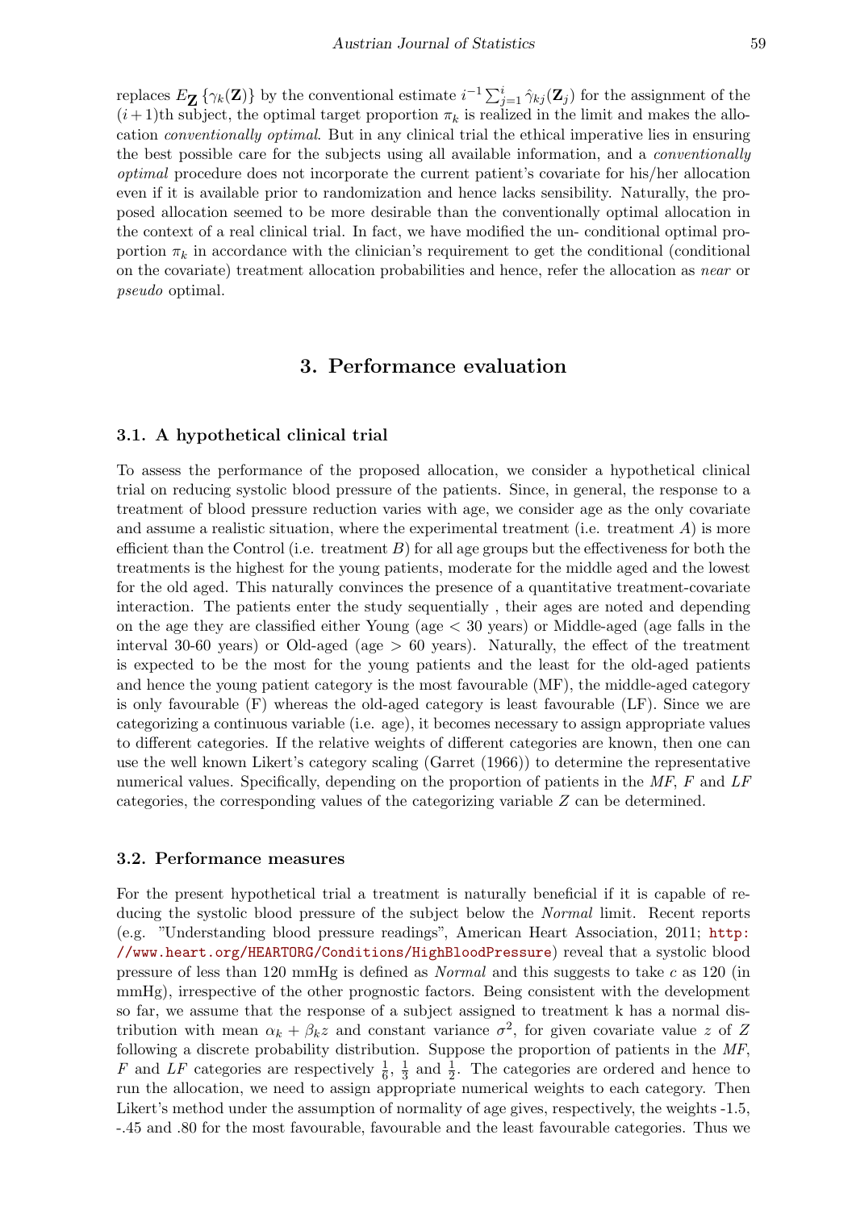replaces $E_{\mathbf{Z}}\{\gamma_k(\mathbf{Z})\}$ by the conventional estimate $i^{-1}\sum_{j=1}^{i}\hat{\gamma}_{kj}(\mathbf{Z}_j)$ for the assignment of the $(i+1)$th subject, the optimal target proportion $\pi_k$ is realized in the limit and makes the allocation *conventionally optimal*. But in any clinical trial the ethical imperative lies in ensuring the best possible care for the subjects using all available information, and a *conventionally optimal* procedure does not incorporate the current patient's covariate for his/her allocation even if it is available prior to randomization and hence lacks sensibility. Naturally, the proposed allocation seemed to be more desirable than the conventionally optimal allocation in the context of a real clinical trial. In fact, we have modified the un- conditional optimal proportion $\pi_k$ in accordance with the clinician's requirement to get the conditional (conditional on the covariate) treatment allocation probabilities and hence, refer the allocation as *near* or *pseudo* optimal.

# 3. Performance evaluation

## 3.1. A hypothetical clinical trial

To assess the performance of the proposed allocation, we consider a hypothetical clinical trial on reducing systolic blood pressure of the patients. Since, in general, the response to a treatment of blood pressure reduction varies with age, we consider age as the only covariate and assume a realistic situation, where the experimental treatment (i.e. treatment $A$) is more efficient than the Control (i.e. treatment $B$) for all age groups but the effectiveness for both the treatments is the highest for the young patients, moderate for the middle aged and the lowest for the old aged. This naturally convinces the presence of a quantitative treatment-covariate interaction. The patients enter the study sequentially , their ages are noted and depending on the age they are classified either Young (age < 30 years) or Middle-aged (age falls in the interval 30-60 years) or Old-aged (age > 60 years). Naturally, the effect of the treatment is expected to be the most for the young patients and the least for the old-aged patients and hence the young patient category is the most favourable (MF), the middle-aged category is only favourable (F) whereas the old-aged category is least favourable (LF). Since we are categorizing a continuous variable (i.e. age), it becomes necessary to assign appropriate values to different categories. If the relative weights of different categories are known, then one can use the well known Likert's category scaling (Garret (1966)) to determine the representative numerical values. Specifically, depending on the proportion of patients in the *MF*, *F* and *LF* categories, the corresponding values of the categorizing variable $Z$ can be determined.

## 3.2. Performance measures

For the present hypothetical trial a treatment is naturally beneficial if it is capable of reducing the systolic blood pressure of the subject below the *Normal* limit. Recent reports (e.g. "Understanding blood pressure readings", American Heart Association, 2011; http://www.heart.org/HEARTORG/Conditions/HighBloodPressure) reveal that a systolic blood pressure of less than 120 mmHg is defined as *Normal* and this suggests to take $c$ as 120 (in mmHg), irrespective of the other prognostic factors. Being consistent with the development so far, we assume that the response of a subject assigned to treatment k has a normal distribution with mean $\alpha_k + \beta_k z$ and constant variance $\sigma^2$, for given covariate value $z$ of $Z$ following a discrete probability distribution. Suppose the proportion of patients in the *MF*, *F* and *LF* categories are respectively $\frac{1}{6}$, $\frac{1}{3}$ and $\frac{1}{2}$. The categories are ordered and hence to run the allocation, we need to assign appropriate numerical weights to each category. Then Likert's method under the assumption of normality of age gives, respectively, the weights -1.5, -.45 and .80 for the most favourable, favourable and the least favourable categories. Thus we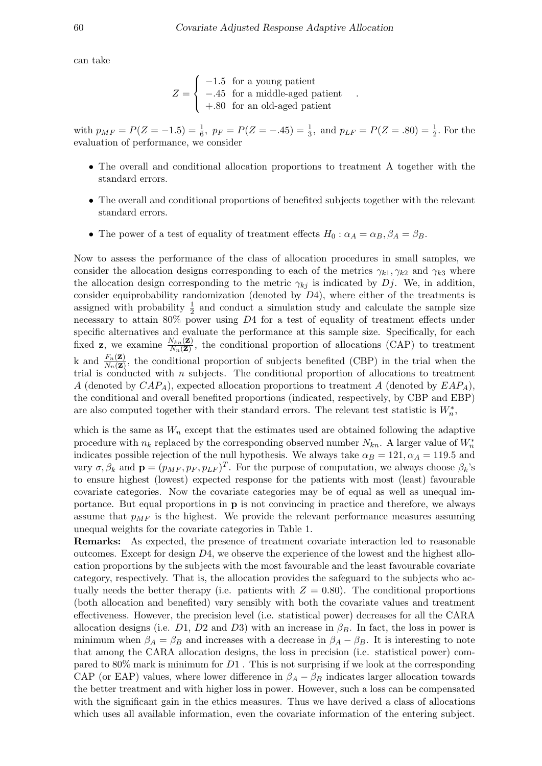can take

$$Z = \begin{cases} -1.5 & \text{for a young patient} \\ -.45 & \text{for a middle-aged patient} \\ +.80 & \text{for an old-aged patient} \end{cases} .$$

with $p_{MF} = P(Z = -1.5) = \frac{1}{6}$, $p_F = P(Z = -.45) = \frac{1}{3}$, and $p_{LF} = P(Z = .80) = \frac{1}{2}$. For the evaluation of performance, we consider

- The overall and conditional allocation proportions to treatment A together with the standard errors.
- The overall and conditional proportions of benefited subjects together with the relevant standard errors.
- The power of a test of equality of treatment effects $H_0 : \alpha_A = \alpha_B, \beta_A = \beta_B$.

Now to assess the performance of the class of allocation procedures in small samples, we consider the allocation designs corresponding to each of the metrics $\gamma_{k1}, \gamma_{k2}$ and $\gamma_{k3}$ where the allocation design corresponding to the metric $\gamma_{kj}$ is indicated by $Dj$. We, in addition, consider equiprobability randomization (denoted by $D4$), where either of the treatments is assigned with probability $\frac{1}{2}$ and conduct a simulation study and calculate the sample size necessary to attain 80% power using $D4$ for a test of equality of treatment effects under specific alternatives and evaluate the performance at this sample size. Specifically, for each fixed $\mathbf{z}$, we examine $\frac{N_{kn}(\mathbf{Z})}{N_n(\mathbf{Z})}$, the conditional proportion of allocations (CAP) to treatment k and $\frac{F_n(\mathbf{Z})}{N_n(\mathbf{Z})}$, the conditional proportion of subjects benefited (CBP) in the trial when the trial is conducted with $n$ subjects. The conditional proportion of allocations to treatment $A$ (denoted by $CAP_A$), expected allocation proportions to treatment $A$ (denoted by $EAP_A$), the conditional and overall benefited proportions (indicated, respectively, by CBP and EBP) are also computed together with their standard errors. The relevant test statistic is $W_n^*$,

which is the same as $W_n$ except that the estimates used are obtained following the adaptive procedure with $n_k$ replaced by the corresponding observed number $N_{kn}$. A larger value of $W_n^*$ indicates possible rejection of the null hypothesis. We always take $\alpha_B = 121, \alpha_A = 119.5$ and vary $\sigma, \beta_k$ and $\mathbf{p} = (p_{MF}, p_F, p_{LF})^T$. For the purpose of computation, we always choose $\beta_k$'s to ensure highest (lowest) expected response for the patients with most (least) favourable covariate categories. Now the covariate categories may be of equal as well as unequal importance. But equal proportions in $\mathbf{p}$ is not convincing in practice and therefore, we always assume that $p_{MF}$ is the highest. We provide the relevant performance measures assuming unequal weights for the covariate categories in Table 1.

**Remarks:** As expected, the presence of treatment covariate interaction led to reasonable outcomes. Except for design $D4$, we observe the experience of the lowest and the highest allocation proportions by the subjects with the most favourable and the least favourable covariate category, respectively. That is, the allocation provides the safeguard to the subjects who actually needs the better therapy (i.e. patients with $Z = 0.80$). The conditional proportions (both allocation and benefited) vary sensibly with both the covariate values and treatment effectiveness. However, the precision level (i.e. statistical power) decreases for all the CARA allocation designs (i.e. $D1$, $D2$ and $D3$) with an increase in $\beta_B$. In fact, the loss in power is minimum when $\beta_A = \beta_B$ and increases with a decrease in $\beta_A - \beta_B$. It is interesting to note that among the CARA allocation designs, the loss in precision (i.e. statistical power) compared to 80% mark is minimum for $D1$ . This is not surprising if we look at the corresponding CAP (or EAP) values, where lower difference in $\beta_A - \beta_B$ indicates larger allocation towards the better treatment and with higher loss in power. However, such a loss can be compensated with the significant gain in the ethics measures. Thus we have derived a class of allocations which uses all available information, even the covariate information of the entering subject.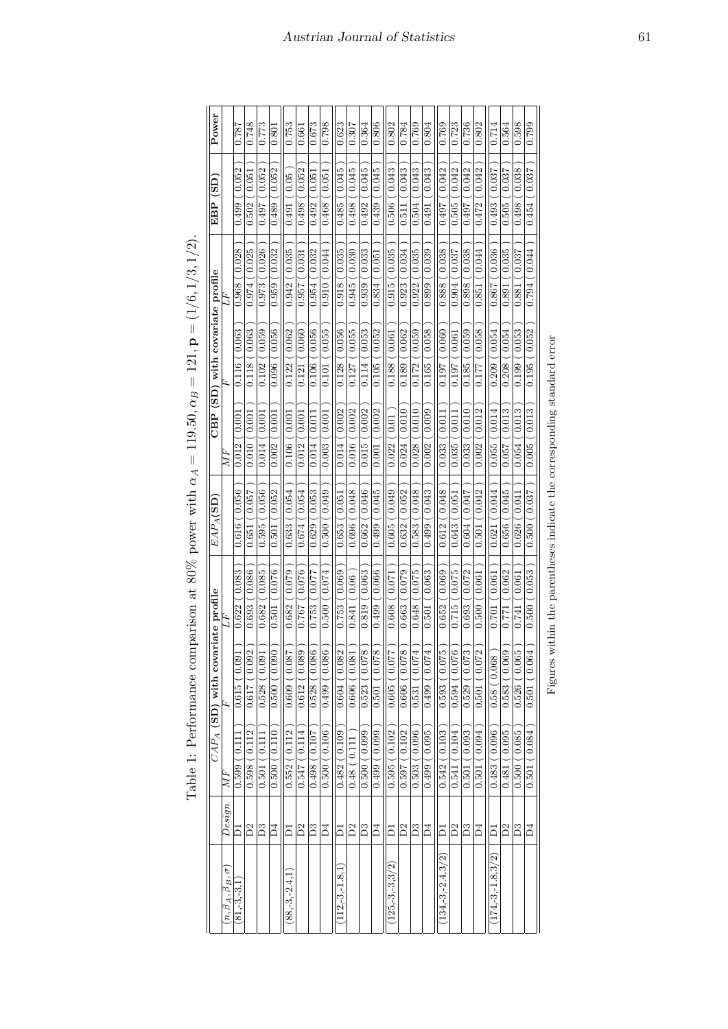Table 1: Performance comparison at 80% power with $\alpha_A = 119.50, \alpha_B = 121, \mathbf{p} = (1/6, 1/3, 1/2)$.

| $(n, \beta_A, \beta_B, \sigma)$ | $Design$ | $CAP_A$ (SD) with covariate profile | | | $EAP_A$(SD) | CBP (SD) with covariate profile | | | EBP (SD) | Power |
|---|---|---|---|---|---|---|---|---|---|---|
| | | $MF$ | $F$ | $LF$ | | $MF$ | $F$ | $LF$ | | |
| (81,-3,-3,1) | D1 | 0.599 ( 0.111 ) | 0.615 ( 0.091 ) | 0.622 ( 0.083 ) | 0.616 ( 0.056 ) | 0.012 ( 0.001 ) | 0.116 ( 0.063 ) | 0.968 ( 0.028 ) | 0.499 ( 0.052 ) | 0.787 |
| | D2 | 0.598 ( 0.112 ) | 0.617 ( 0.092 ) | 0.693 ( 0.086 ) | 0.651 ( 0.057 ) | 0.010 ( 0.001 ) | 0.118 ( 0.063 ) | 0.974 ( 0.025 ) | 0.502 ( 0.051 ) | 0.748 |
| | D3 | 0.501 ( 0.111 ) | 0.528 ( 0.091 ) | 0.682 ( 0.085 ) | 0.595 ( 0.056 ) | 0.014 ( 0.001 ) | 0.102 ( 0.059 ) | 0.973 ( 0.026 ) | 0.497 ( 0.052 ) | 0.773 |
| | D4 | 0.500 ( 0.110 ) | 0.500 ( 0.090 ) | 0.501 ( 0.076 ) | 0.501 ( 0.052 ) | 0.002 ( 0.001 ) | 0.096 ( 0.056 ) | 0.959 ( 0.032 ) | 0.489 ( 0.052 ) | 0.801 |
| (88,-3,-2.4,1) | D1 | 0.552 ( 0.112 ) | 0.609 ( 0.087 ) | 0.682 ( 0.079 ) | 0.633 ( 0.054 ) | 0.106 ( 0.001 ) | 0.122 ( 0.062 ) | 0.942 ( 0.035 ) | 0.491 ( 0.05 ) | 0.753 |
| | D2 | 0.547 ( 0.114 ) | 0.612 ( 0.089 ) | 0.767 ( 0.076 ) | 0.674 ( 0.054 ) | 0.012 ( 0.001 ) | 0.121 ( 0.060 ) | 0.957 ( 0.031 ) | 0.498 ( 0.052 ) | 0.661 |
| | D3 | 0.498 ( 0.107 ) | 0.528 ( 0.086 ) | 0.753 ( 0.077 ) | 0.629 ( 0.053 ) | 0.014 ( 0.011 ) | 0.106 ( 0.056 ) | 0.954 ( 0.032 ) | 0.492 ( 0.051 ) | 0.673 |
| | D4 | 0.500 ( 0.106 ) | 0.499 ( 0.086 ) | 0.500 ( 0.074 ) | 0.500 ( 0.049 ) | 0.003 ( 0.001 ) | 0.101 ( 0.055 ) | 0.910 ( 0.044 ) | 0.468 ( 0.051 ) | 0.798 |
| (112,-3,-1.8,1) | D1 | 0.482 ( 0.109 ) | 0.604 ( 0.082 ) | 0.753 ( 0.069 ) | 0.653 ( 0.051 ) | 0.014 ( 0.002 ) | 0.128 ( 0.056 ) | 0.918 ( 0.035 ) | 0.485 ( 0.045 ) | 0.623 |
| | D2 | 0.48 ( 0.111 ) | 0.606 ( 0.081 ) | 0.841 ( 0.06 ) | 0.696 ( 0.048 ) | 0.016 ( 0.002 ) | 0.127 ( 0.055 ) | 0.945 ( 0.030 ) | 0.498 ( 0.045 ) | 0.307 |
| | D3 | 0.500 ( 0.099 ) | 0.523 ( 0.078 ) | 0.819 ( 0.063 ) | 0.662 ( 0.046 ) | 0.015 ( 0.002 ) | 0.114 ( 0.053 ) | 0.939 ( 0.033 ) | 0.492 ( 0.045 ) | 0.364 |
| | D4 | 0.499 ( 0.099 ) | 0.501 ( 0.078 ) | 0.499 ( 0.066 ) | 0.499 ( 0.045 ) | 0.001 ( 0.002 ) | 0.105 ( 0.052 ) | 0.834 ( 0.051 ) | 0.439 ( 0.045 ) | 0.806 |
| (125,-3,-3,3/2) | D1 | 0.595 ( 0.102 ) | 0.605 ( 0.077 ) | 0.608 ( 0.071 ) | 0.605 ( 0.049 ) | 0.022 ( 0.01 ) | 0.188 ( 0.061 ) | 0.915 ( 0.035 ) | 0.506 ( 0.043 ) | 0.802 |
| | D2 | 0.597 ( 0.102 ) | 0.606 ( 0.078 ) | 0.663 ( 0.079 ) | 0.632 ( 0.052 ) | 0.024 ( 0.010 ) | 0.189 ( 0.062 ) | 0.923 ( 0.034 ) | 0.511 ( 0.043 ) | 0.784 |
| | D3 | 0.503 ( 0.096 ) | 0.531 ( 0.074 ) | 0.648 ( 0.075 ) | 0.583 ( 0.048 ) | 0.028 ( 0.010 ) | 0.172 ( 0.059 ) | 0.922 ( 0.035 ) | 0.504 ( 0.043 ) | 0.769 |
| | D4 | 0.499 ( 0.095 ) | 0.499 ( 0.074 ) | 0.501 ( 0.063 ) | 0.499 ( 0.043 ) | 0.002 ( 0.009 ) | 0.165 ( 0.058 ) | 0.899 ( 0.039 ) | 0.491 ( 0.043 ) | 0.804 |
| (134,-3,-2.4,3/2) | D1 | 0.542 ( 0.103 ) | 0.593 ( 0.075 ) | 0.652 ( 0.069 ) | 0.612 ( 0.048 ) | 0.033 ( 0.011 ) | 0.197 ( 0.060 ) | 0.888 ( 0.038 ) | 0.497 ( 0.042 ) | 0.769 |
| | D2 | 0.541 ( 0.104 ) | 0.594 ( 0.076 ) | 0.715 ( 0.075 ) | 0.643 ( 0.051 ) | 0.035 ( 0.011 ) | 0.197 ( 0.061 ) | 0.904 ( 0.037 ) | 0.505 ( 0.042 ) | 0.723 |
| | D3 | 0.501 ( 0.093 ) | 0.529 ( 0.073 ) | 0.693 ( 0.072 ) | 0.604 ( 0.047 ) | 0.033 ( 0.010 ) | 0.185 ( 0.059 ) | 0.898 ( 0.038 ) | 0.497 ( 0.042 ) | 0.736 |
| | D4 | 0.501 ( 0.094 ) | 0.501 ( 0.072 ) | 0.500 ( 0.061 ) | 0.501 ( 0.042 ) | 0.002 ( 0.012 ) | 0.177 ( 0.058 ) | 0.851 ( 0.044 ) | 0.472 ( 0.042 ) | 0.802 |
| (174,-3,-1.8,3/2) | D1 | 0.483 ( 0.096 ) | 0.58 ( 0.068 ) | 0.701 ( 0.061 ) | 0.621 ( 0.044 ) | 0.055 ( 0.014 ) | 0.209 ( 0.054 ) | 0.867 ( 0.036 ) | 0.493 ( 0.037 ) | 0.714 |
| | D2 | 0.481 ( 0.095 ) | 0.583 ( 0.069 ) | 0.771 ( 0.062 ) | 0.656 ( 0.045 ) | 0.057 ( 0.013 ) | 0.208 ( 0.054 ) | 0.891 ( 0.035 ) | 0.505 ( 0.037 ) | 0.564 |
| | D3 | 0.500 ( 0.085 ) | 0.526 ( 0.065 ) | 0.741 ( 0.061 ) | 0.626 ( 0.041 ) | 0.054 ( 0.013 ) | 0.199 ( 0.053 ) | 0.881 ( 0.037 ) | 0.498 ( 0.038 ) | 0.598 |
| | D4 | 0.501 ( 0.084 ) | 0.501 ( 0.064 ) | 0.500 ( 0.053 ) | 0.500 ( 0.037 ) | 0.005 ( 0.013 ) | 0.195 ( 0.052 ) | 0.794 ( 0.044 ) | 0.454 ( 0.037 ) | 0.799 |

Figures within the parentheses indicate the corresponding standard error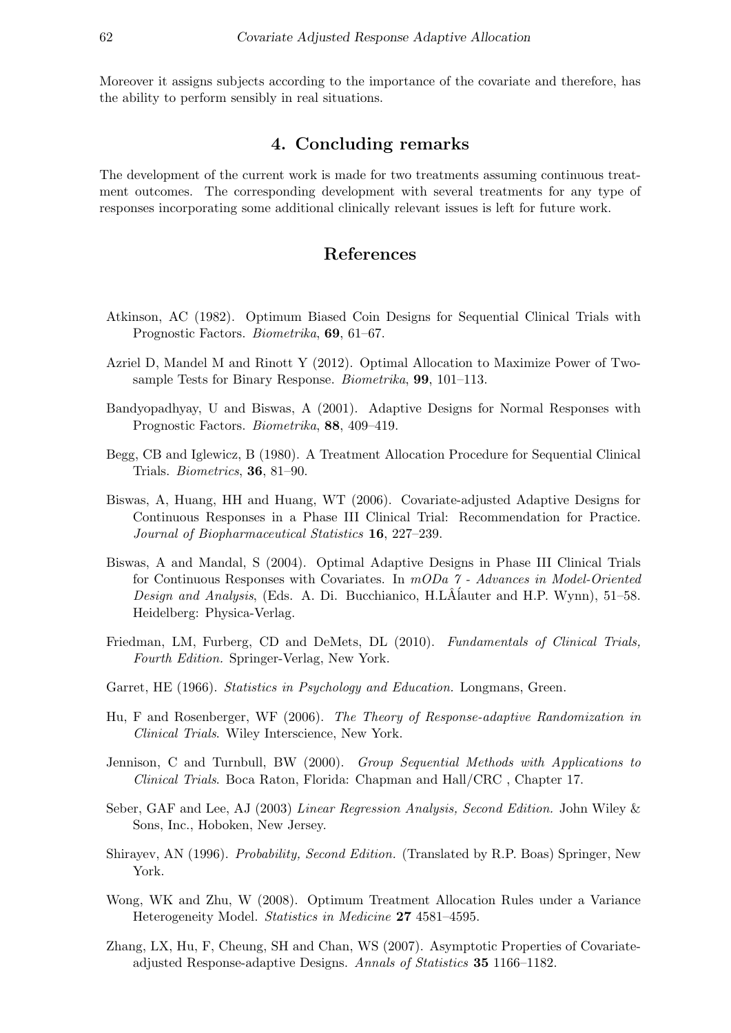Moreover it assigns subjects according to the importance of the covariate and therefore, has the ability to perform sensibly in real situations.

## 4. Concluding remarks

The development of the current work is made for two treatments assuming continuous treatment outcomes. The corresponding development with several treatments for any type of responses incorporating some additional clinically relevant issues is left for future work.

## References

Atkinson, AC (1982). Optimum Biased Coin Designs for Sequential Clinical Trials with Prognostic Factors. *Biometrika*, **69**, 61–67.

Azriel D, Mandel M and Rinott Y (2012). Optimal Allocation to Maximize Power of Two-sample Tests for Binary Response. *Biometrika*, **99**, 101–113.

Bandyopadhyay, U and Biswas, A (2001). Adaptive Designs for Normal Responses with Prognostic Factors. *Biometrika*, **88**, 409–419.

Begg, CB and Iglewicz, B (1980). A Treatment Allocation Procedure for Sequential Clinical Trials. *Biometrics*, **36**, 81–90.

Biswas, A, Huang, HH and Huang, WT (2006). Covariate-adjusted Adaptive Designs for Continuous Responses in a Phase III Clinical Trial: Recommendation for Practice. *Journal of Biopharmaceutical Statistics* **16**, 227–239.

Biswas, A and Mandal, S (2004). Optimal Adaptive Designs in Phase III Clinical Trials for Continuous Responses with Covariates. In *mODa 7 - Advances in Model-Oriented Design and Analysis*, (Eds. A. Di. Bucchianico, H.LÂÍauter and H.P. Wynn), 51–58. Heidelberg: Physica-Verlag.

Friedman, LM, Furberg, CD and DeMets, DL (2010). *Fundamentals of Clinical Trials, Fourth Edition.* Springer-Verlag, New York.

Garret, HE (1966). *Statistics in Psychology and Education.* Longmans, Green.

Hu, F and Rosenberger, WF (2006). *The Theory of Response-adaptive Randomization in Clinical Trials*. Wiley Interscience, New York.

Jennison, C and Turnbull, BW (2000). *Group Sequential Methods with Applications to Clinical Trials*. Boca Raton, Florida: Chapman and Hall/CRC , Chapter 17.

Seber, GAF and Lee, AJ (2003) *Linear Regression Analysis, Second Edition.* John Wiley & Sons, Inc., Hoboken, New Jersey.

Shirayev, AN (1996). *Probability, Second Edition.* (Translated by R.P. Boas) Springer, New York.

Wong, WK and Zhu, W (2008). Optimum Treatment Allocation Rules under a Variance Heterogeneity Model. *Statistics in Medicine* **27** 4581–4595.

Zhang, LX, Hu, F, Cheung, SH and Chan, WS (2007). Asymptotic Properties of Covariate-adjusted Response-adaptive Designs. *Annals of Statistics* **35** 1166–1182.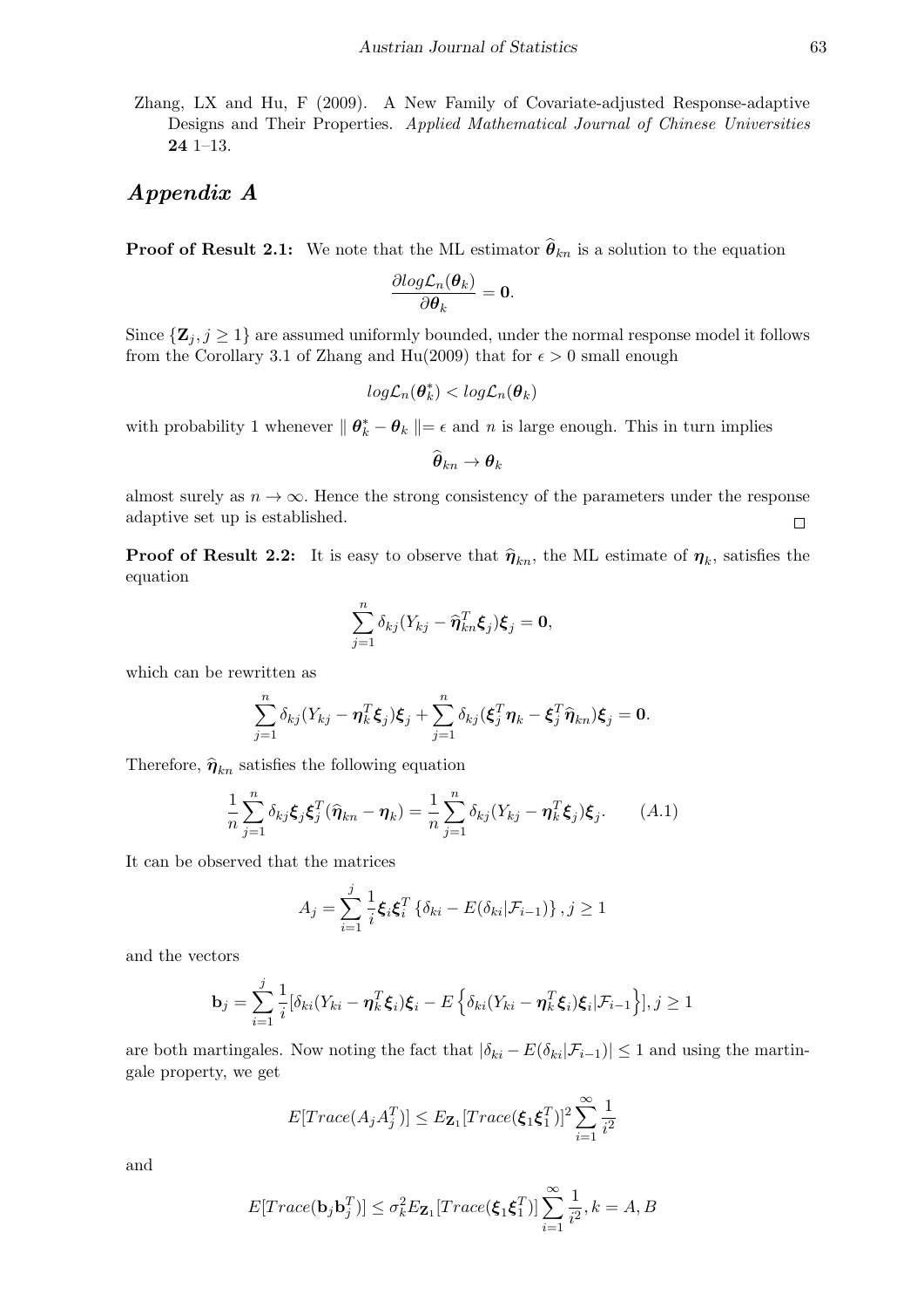Zhang, LX and Hu, F (2009). A New Family of Covariate-adjusted Response-adaptive Designs and Their Properties. *Applied Mathematical Journal of Chinese Universities* **24** 1–13.

## *Appendix A*

**Proof of Result 2.1:** We note that the ML estimator $\widehat{\boldsymbol{\theta}}_{kn}$ is a solution to the equation

$$\frac{\partial log\mathcal{L}_n(\boldsymbol{\theta}_k)}{\partial \boldsymbol{\theta}_k} = \mathbf{0}.$$

Since $\{\mathbf{Z}_j, j \geq 1\}$ are assumed uniformly bounded, under the normal response model it follows from the Corollary 3.1 of Zhang and Hu(2009) that for $\epsilon > 0$ small enough

$$log\mathcal{L}_n(\boldsymbol{\theta}_k^*) < log\mathcal{L}_n(\boldsymbol{\theta}_k)$$

with probability 1 whenever $\| \boldsymbol{\theta}_k^* - \boldsymbol{\theta}_k \| = \epsilon$ and $n$ is large enough. This in turn implies

$$\widehat{\boldsymbol{\theta}}_{kn} \to \boldsymbol{\theta}_k$$

almost surely as $n \to \infty$. Hence the strong consistency of the parameters under the response adaptive set up is established. □

**Proof of Result 2.2:** It is easy to observe that $\widehat{\boldsymbol{\eta}}_{kn}$, the ML estimate of $\boldsymbol{\eta}_k$, satisfies the equation

$$\sum_{j=1}^{n} \delta_{kj}(Y_{kj} - \widehat{\boldsymbol{\eta}}_{kn}^T \boldsymbol{\xi}_j)\boldsymbol{\xi}_j = \mathbf{0},$$

which can be rewritten as

$$\sum_{j=1}^{n} \delta_{kj}(Y_{kj} - \boldsymbol{\eta}_k^T \boldsymbol{\xi}_j)\boldsymbol{\xi}_j + \sum_{j=1}^{n} \delta_{kj}(\boldsymbol{\xi}_j^T \boldsymbol{\eta}_k - \boldsymbol{\xi}_j^T \widehat{\boldsymbol{\eta}}_{kn})\boldsymbol{\xi}_j = \mathbf{0}.$$

Therefore, $\widehat{\boldsymbol{\eta}}_{kn}$ satisfies the following equation

$$\frac{1}{n}\sum_{j=1}^{n} \delta_{kj}\boldsymbol{\xi}_j\boldsymbol{\xi}_j^T(\widehat{\boldsymbol{\eta}}_{kn} - \boldsymbol{\eta}_k) = \frac{1}{n}\sum_{j=1}^{n} \delta_{kj}(Y_{kj} - \boldsymbol{\eta}_k^T \boldsymbol{\xi}_j)\boldsymbol{\xi}_j. \qquad (A.1)$$

It can be observed that the matrices

$$A_j = \sum_{i=1}^{j} \frac{1}{i}\boldsymbol{\xi}_i\boldsymbol{\xi}_i^T \left\{\delta_{ki} - E(\delta_{ki}|\mathcal{F}_{i-1})\right\}, j \geq 1$$

and the vectors

$$\mathbf{b}_j = \sum_{i=1}^{j} \frac{1}{i}[\delta_{ki}(Y_{ki} - \boldsymbol{\eta}_k^T \boldsymbol{\xi}_i)\boldsymbol{\xi}_i - E\left\{\delta_{ki}(Y_{ki} - \boldsymbol{\eta}_k^T \boldsymbol{\xi}_i)\boldsymbol{\xi}_i|\mathcal{F}_{i-1}\right\}], j \geq 1$$

are both martingales. Now noting the fact that $|\delta_{ki} - E(\delta_{ki}|\mathcal{F}_{i-1})| \leq 1$ and using the martingale property, we get

$$E[Trace(A_jA_j^T)] \leq E_{\mathbf{Z}_1}[Trace(\boldsymbol{\xi}_1\boldsymbol{\xi}_1^T)]^2 \sum_{i=1}^{\infty} \frac{1}{i^2}$$

and

$$E[Trace(\mathbf{b}_j\mathbf{b}_j^T)] \leq \sigma_k^2 E_{\mathbf{Z}_1}[Trace(\boldsymbol{\xi}_1\boldsymbol{\xi}_1^T)] \sum_{i=1}^{\infty} \frac{1}{i^2}, k = A, B$$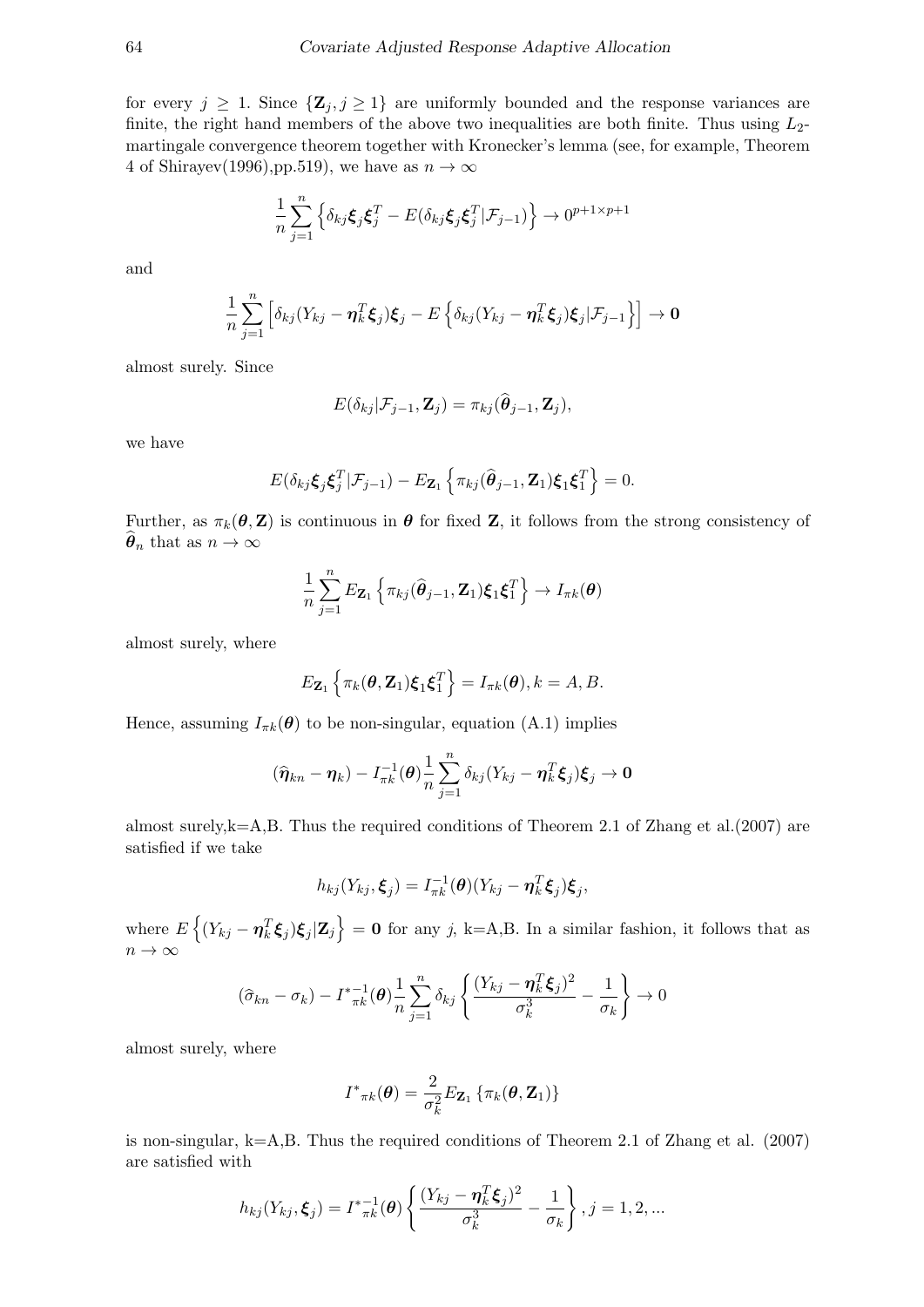for every $j \geq 1$. Since $\{\mathbf{Z}_j, j \geq 1\}$ are uniformly bounded and the response variances are finite, the right hand members of the above two inequalities are both finite. Thus using $L_2$-martingale convergence theorem together with Kronecker's lemma (see, for example, Theorem 4 of Shirayev(1996),pp.519), we have as $n \to \infty$

$$\frac{1}{n}\sum_{j=1}^{n}\left\{\delta_{kj}\boldsymbol{\xi}_j\boldsymbol{\xi}_j^T - E(\delta_{kj}\boldsymbol{\xi}_j\boldsymbol{\xi}_j^T|\mathcal{F}_{j-1})\right\} \to 0^{p+1\times p+1}$$

and

$$\frac{1}{n}\sum_{j=1}^{n}\left[\delta_{kj}(Y_{kj} - \boldsymbol{\eta}_k^T\boldsymbol{\xi}_j)\boldsymbol{\xi}_j - E\left\{\delta_{kj}(Y_{kj} - \boldsymbol{\eta}_k^T\boldsymbol{\xi}_j)\boldsymbol{\xi}_j|\mathcal{F}_{j-1}\right\}\right] \to \mathbf{0}$$

almost surely. Since

$$E(\delta_{kj}|\mathcal{F}_{j-1}, \mathbf{Z}_j) = \pi_{kj}(\widehat{\boldsymbol{\theta}}_{j-1}, \mathbf{Z}_j),$$

we have

$$E(\delta_{kj}\boldsymbol{\xi}_j\boldsymbol{\xi}_j^T|\mathcal{F}_{j-1}) - E_{\mathbf{Z}_1}\left\{\pi_{kj}(\widehat{\boldsymbol{\theta}}_{j-1}, \mathbf{Z}_1)\boldsymbol{\xi}_1\boldsymbol{\xi}_1^T\right\} = 0.$$

Further, as $\pi_k(\boldsymbol{\theta}, \mathbf{Z})$ is continuous in $\boldsymbol{\theta}$ for fixed $\mathbf{Z}$, it follows from the strong consistency of $\widehat{\boldsymbol{\theta}}_n$ that as $n \to \infty$

$$\frac{1}{n}\sum_{j=1}^{n}E_{\mathbf{Z}_1}\left\{\pi_{kj}(\widehat{\boldsymbol{\theta}}_{j-1}, \mathbf{Z}_1)\boldsymbol{\xi}_1\boldsymbol{\xi}_1^T\right\} \to I_{\pi k}(\boldsymbol{\theta})$$

almost surely, where

$$E_{\mathbf{Z}_1}\left\{\pi_k(\boldsymbol{\theta}, \mathbf{Z}_1)\boldsymbol{\xi}_1\boldsymbol{\xi}_1^T\right\} = I_{\pi k}(\boldsymbol{\theta}), k = A, B.$$

Hence, assuming $I_{\pi k}(\boldsymbol{\theta})$ to be non-singular, equation (A.1) implies

$$(\widehat{\boldsymbol{\eta}}_{kn} - \boldsymbol{\eta}_k) - I_{\pi k}^{-1}(\boldsymbol{\theta})\frac{1}{n}\sum_{j=1}^{n}\delta_{kj}(Y_{kj} - \boldsymbol{\eta}_k^T\boldsymbol{\xi}_j)\boldsymbol{\xi}_j \to \mathbf{0}$$

almost surely,k=A,B. Thus the required conditions of Theorem 2.1 of Zhang et al.(2007) are satisfied if we take

$$h_{kj}(Y_{kj}, \boldsymbol{\xi}_j) = I_{\pi k}^{-1}(\boldsymbol{\theta})(Y_{kj} - \boldsymbol{\eta}_k^T\boldsymbol{\xi}_j)\boldsymbol{\xi}_j,$$

where $E\left\{(Y_{kj} - \boldsymbol{\eta}_k^T\boldsymbol{\xi}_j)\boldsymbol{\xi}_j|\mathbf{Z}_j\right\} = \mathbf{0}$ for any $j$, k=A,B. In a similar fashion, it follows that as $n \to \infty$

$$(\widehat{\sigma}_{kn} - \sigma_k) - {I^*}_{\pi k}^{-1}(\boldsymbol{\theta})\frac{1}{n}\sum_{j=1}^{n}\delta_{kj}\left\{\frac{(Y_{kj} - \boldsymbol{\eta}_k^T\boldsymbol{\xi}_j)^2}{\sigma_k^3} - \frac{1}{\sigma_k}\right\} \to 0$$

almost surely, where

$${I^*}_{\pi k}(\boldsymbol{\theta}) = \frac{2}{\sigma_k^2}E_{\mathbf{Z}_1}\left\{\pi_k(\boldsymbol{\theta}, \mathbf{Z}_1)\right\}$$

is non-singular, k=A,B. Thus the required conditions of Theorem 2.1 of Zhang et al. (2007) are satisfied with

$$h_{kj}(Y_{kj}, \boldsymbol{\xi}_j) = {I^*}_{\pi k}^{-1}(\boldsymbol{\theta})\left\{\frac{(Y_{kj} - \boldsymbol{\eta}_k^T\boldsymbol{\xi}_j)^2}{\sigma_k^3} - \frac{1}{\sigma_k}\right\}, j = 1, 2, ...$$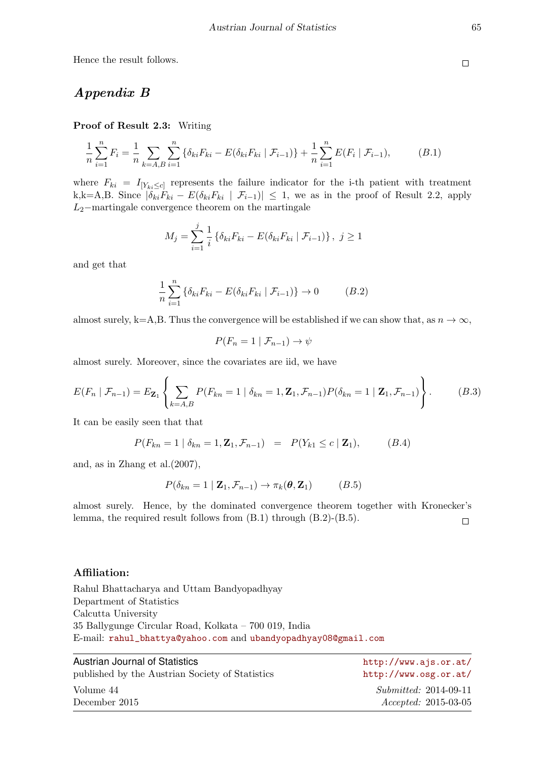Hence the result follows. □

## *Appendix B*

**Proof of Result 2.3:** Writing

$$\frac{1}{n}\sum_{i=1}^{n} F_i = \frac{1}{n}\sum_{k=A,B}\sum_{i=1}^{n}\{\delta_{ki}F_{ki} - E(\delta_{ki}F_{ki} \mid \mathcal{F}_{i-1})\} + \frac{1}{n}\sum_{i=1}^{n} E(F_i \mid \mathcal{F}_{i-1}), \qquad (B.1)$$

where $F_{ki} = I_{[Y_{ki} \leq c]}$ represents the failure indicator for the i-th patient with treatment k,k=A,B. Since $|\delta_{ki}F_{ki} - E(\delta_{ki}F_{ki} \mid \mathcal{F}_{i-1})| \leq 1$, we as in the proof of Result 2.2, apply $L_2-$martingale convergence theorem on the martingale

$$M_j = \sum_{i=1}^{j} \frac{1}{i}\{\delta_{ki}F_{ki} - E(\delta_{ki}F_{ki} \mid \mathcal{F}_{i-1})\},\ j \geq 1$$

and get that

$$\frac{1}{n}\sum_{i=1}^{n}\{\delta_{ki}F_{ki} - E(\delta_{ki}F_{ki} \mid \mathcal{F}_{i-1})\} \to 0 \qquad (B.2)$$

almost surely, k=A,B. Thus the convergence will be established if we can show that, as $n \to \infty$,

$$P(F_n = 1 \mid \mathcal{F}_{n-1}) \to \psi$$

almost surely. Moreover, since the covariates are iid, we have

$$E(F_n \mid \mathcal{F}_{n-1}) = E_{\mathbf{Z}_1}\left\{\sum_{k=A,B} P(F_{kn} = 1 \mid \delta_{kn} = 1, \mathbf{Z}_1, \mathcal{F}_{n-1})P(\delta_{kn} = 1 \mid \mathbf{Z}_1, \mathcal{F}_{n-1})\right\}. \qquad (B.3)$$

It can be easily seen that that

$$P(F_{kn} = 1 \mid \delta_{kn} = 1, \mathbf{Z}_1, \mathcal{F}_{n-1}) \ = \ P(Y_{k1} \leq c \mid \mathbf{Z}_1), \qquad (B.4)$$

and, as in Zhang et al.(2007),

$$P(\delta_{kn} = 1 \mid \mathbf{Z}_1, \mathcal{F}_{n-1}) \to \pi_k(\boldsymbol{\theta}, \mathbf{Z}_1) \qquad (B.5)$$

almost surely. Hence, by the dominated convergence theorem together with Kronecker's lemma, the required result follows from (B.1) through (B.2)-(B.5). □

**Affiliation:**

Rahul Bhattacharya and Uttam Bandyopadhyay
Department of Statistics
Calcutta University
35 Ballygunge Circular Road, Kolkata – 700 019, India
E-mail: rahul_bhattya@yahoo.com and ubandyopadhyay08@gmail.com

Austrian Journal of Statistics http://www.ajs.or.at/
published by the Austrian Society of Statistics http://www.osg.or.at/
Volume 44 *Submitted:* 2014-09-11
December 2015 *Accepted:* 2015-03-05